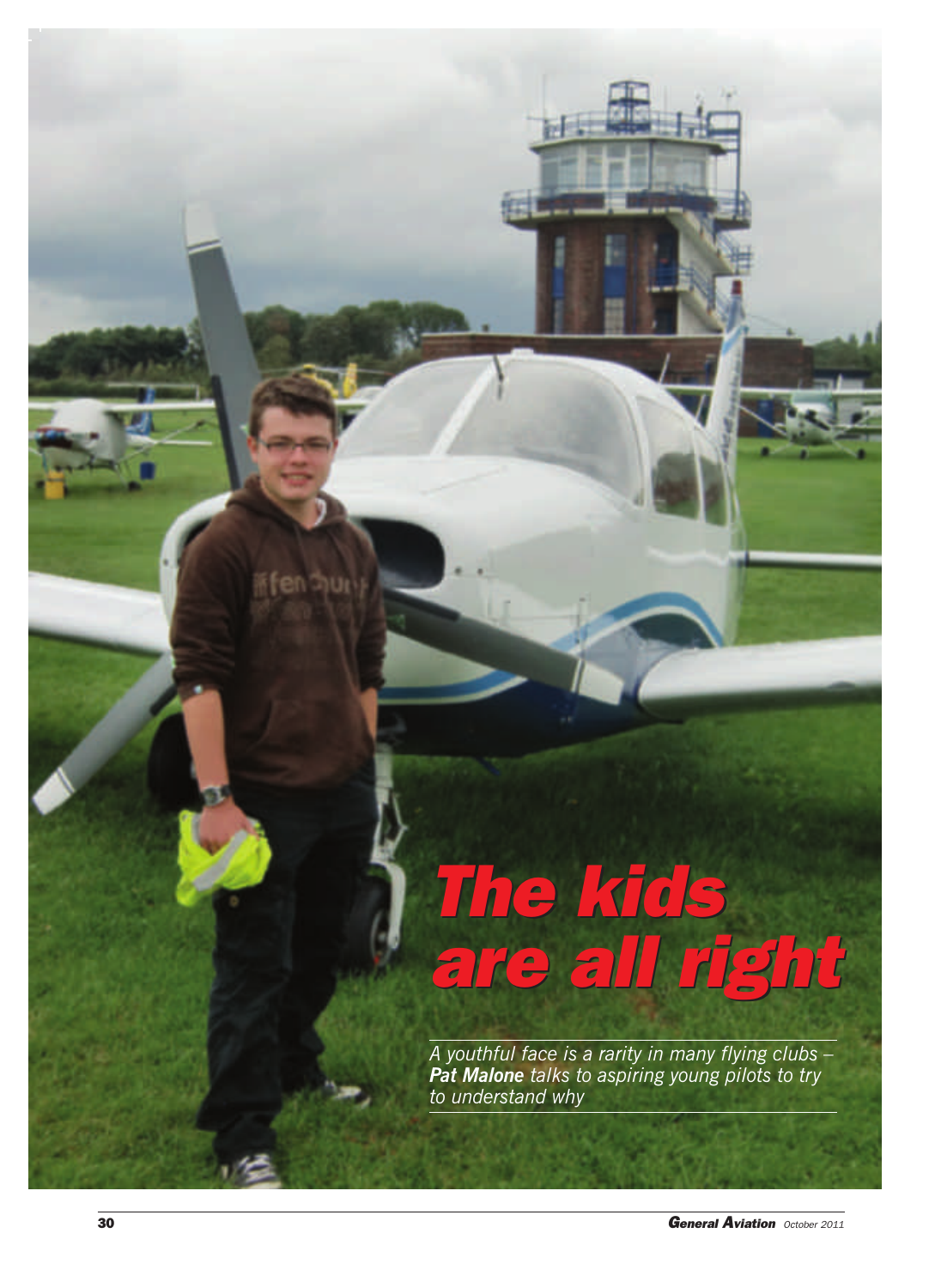# The kids are all right

*A youthful face is a rarity in many flying clubs – **Pat Malone** talks to aspiring young pilots to try to understand why*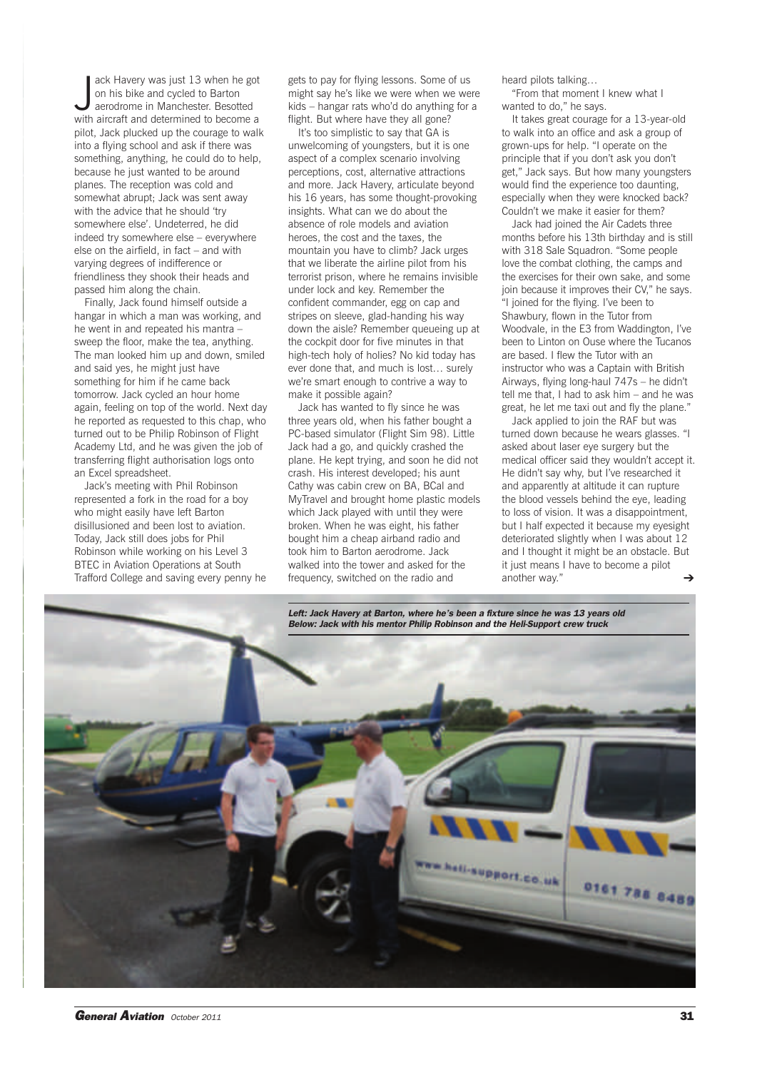Jack Havery was just 13 when he got on his bike and cycled to Barton aerodrome in Manchester. Besotted with aircraft and determined to become a pilot, Jack plucked up the courage to walk into a flying school and ask if there was something, anything, he could do to help, because he just wanted to be around planes. The reception was cold and somewhat abrupt; Jack was sent away with the advice that he should 'try somewhere else'. Undeterred, he did indeed try somewhere else – everywhere else on the airfield, in fact – and with varying degrees of indifference or friendliness they shook their heads and passed him along the chain.

Finally, Jack found himself outside a hangar in which a man was working, and he went in and repeated his mantra – sweep the floor, make the tea, anything. The man looked him up and down, smiled and said yes, he might just have something for him if he came back tomorrow. Jack cycled an hour home again, feeling on top of the world. Next day he reported as requested to this chap, who turned out to be Philip Robinson of Flight Academy Ltd, and he was given the job of transferring flight authorisation logs onto an Excel spreadsheet.

Jack's meeting with Phil Robinson represented a fork in the road for a boy who might easily have left Barton disillusioned and been lost to aviation. Today, Jack still does jobs for Phil Robinson while working on his Level 3 BTEC in Aviation Operations at South Trafford College and saving every penny he gets to pay for flying lessons. Some of us might say he's like we were when we were kids – hangar rats who'd do anything for a flight. But where have they all gone?

It's too simplistic to say that GA is unwelcoming of youngsters, but it is one aspect of a complex scenario involving perceptions, cost, alternative attractions and more. Jack Havery, articulate beyond his 16 years, has some thought-provoking insights. What can we do about the absence of role models and aviation heroes, the cost and the taxes, the mountain you have to climb? Jack urges that we liberate the airline pilot from his terrorist prison, where he remains invisible under lock and key. Remember the confident commander, egg on cap and stripes on sleeve, glad-handing his way down the aisle? Remember queueing up at the cockpit door for five minutes in that high-tech holy of holies? No kid today has ever done that, and much is lost… surely we're smart enough to contrive a way to make it possible again?

Jack has wanted to fly since he was three years old, when his father bought a PC-based simulator (Flight Sim 98). Little Jack had a go, and quickly crashed the plane. He kept trying, and soon he did not crash. His interest developed; his aunt Cathy was cabin crew on BA, BCal and MyTravel and brought home plastic models which Jack played with until they were broken. When he was eight, his father bought him a cheap airband radio and took him to Barton aerodrome. Jack walked into the tower and asked for the frequency, switched on the radio and heard pilots talking…

"From that moment I knew what I wanted to do," he says.

It takes great courage for a 13-year-old to walk into an office and ask a group of grown-ups for help. "I operate on the principle that if you don't ask you don't get," Jack says. But how many youngsters would find the experience too daunting, especially when they were knocked back? Couldn't we make it easier for them?

Jack had joined the Air Cadets three months before his 13th birthday and is still with 318 Sale Squadron. "Some people love the combat clothing, the camps and the exercises for their own sake, and some join because it improves their CV," he says. "I joined for the flying. I've been to Shawbury, flown in the Tutor from Woodvale, in the E3 from Waddington, I've been to Linton on Ouse where the Tucanos are based. I flew the Tutor with an instructor who was a Captain with British Airways, flying long-haul 747s – he didn't tell me that, I had to ask him – and he was great, he let me taxi out and fly the plane."

Jack applied to join the RAF but was turned down because he wears glasses. "I asked about laser eye surgery but the medical officer said they wouldn't accept it. He didn't say why, but I've researched it and apparently at altitude it can rupture the blood vessels behind the eye, leading to loss of vision. It was a disappointment, but I half expected it because my eyesight deteriorated slightly when I was about 12 and I thought it might be an obstacle. But it just means I have to become a pilot another way." ➔

***Left: Jack Havery at Barton, where he's been a fixture since he was 13 years old***
***Below: Jack with his mentor Philip Robinson and the Heli-Support crew truck***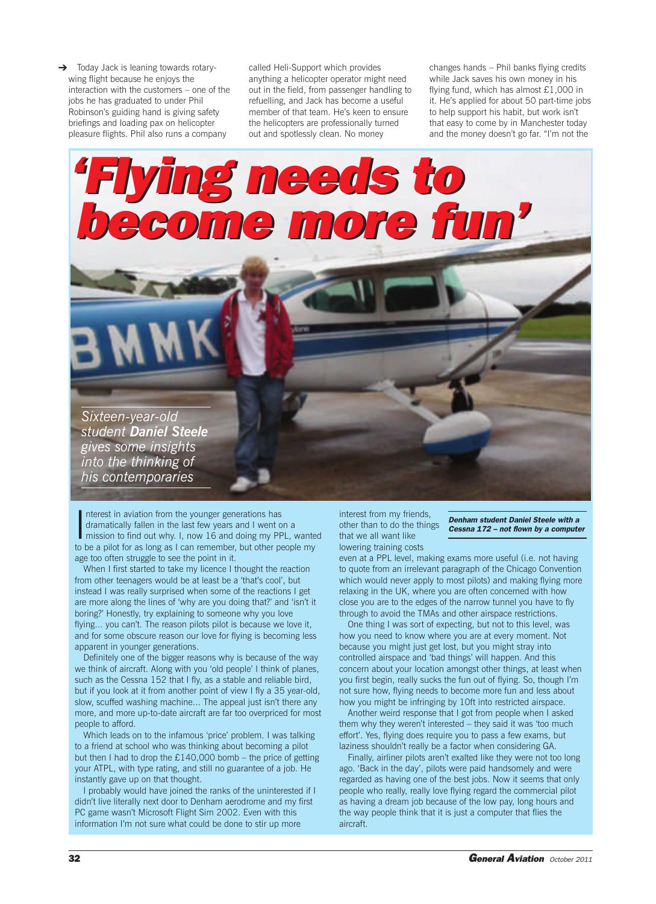Today Jack is leaning towards rotary-wing flight because he enjoys the interaction with the customers – one of the jobs he has graduated to under Phil Robinson's guiding hand is giving safety briefings and loading pax on helicopter pleasure flights. Phil also runs a company called Heli-Support which provides anything a helicopter operator might need out in the field, from passenger handling to refuelling, and Jack has become a useful member of that team. He's keen to ensure the helicopters are professionally turned out and spotlessly clean. No money changes hands – Phil banks flying credits while Jack saves his own money in his flying fund, which has almost £1,000 in it. He's applied for about 50 part-time jobs to help support his habit, but work isn't that easy to come by in Manchester today and the money doesn't go far. "I'm not the

# 'Flying needs to become more fun'

*Sixteen-year-old student **Daniel Steele** gives some insights into the thinking of his contemporaries*

***Denham student Daniel Steele with a Cessna 172 – not flown by a computer***

Interest in aviation from the younger generations has dramatically fallen in the last few years and I went on a mission to find out why. I, now 16 and doing my PPL, wanted to be a pilot for as long as I can remember, but other people my age too often struggle to see the point in it.

When I first started to take my licence I thought the reaction from other teenagers would be at least be a 'that's cool', but instead I was really surprised when some of the reactions I get are more along the lines of 'why are you doing that?' and 'isn't it boring?' Honestly, try explaining to someone why you love flying... you can't. The reason pilots pilot is because we love it, and for some obscure reason our love for flying is becoming less apparent in younger generations.

Definitely one of the bigger reasons why is because of the way we think of aircraft. Along with you 'old people' I think of planes, such as the Cessna 152 that I fly, as a stable and reliable bird, but if you look at it from another point of view I fly a 35 year-old, slow, scuffed washing machine... The appeal just isn't there any more, and more up-to-date aircraft are far too overpriced for most people to afford.

Which leads on to the infamous 'price' problem. I was talking to a friend at school who was thinking about becoming a pilot but then I had to drop the £140,000 bomb – the price of getting your ATPL, with type rating, and still no guarantee of a job. He instantly gave up on that thought.

I probably would have joined the ranks of the uninterested if I didn't live literally next door to Denham aerodrome and my first PC game wasn't Microsoft Flight Sim 2002. Even with this information I'm not sure what could be done to stir up more interest from my friends, other than to do the things that we all want like lowering training costs even at a PPL level, making exams more useful (i.e. not having to quote from an irrelevant paragraph of the Chicago Convention which would never apply to most pilots) and making flying more relaxing in the UK, where you are often concerned with how close you are to the edges of the narrow tunnel you have to fly through to avoid the TMAs and other airspace restrictions.

One thing I was sort of expecting, but not to this level, was how you need to know where you are at every moment. Not because you might just get lost, but you might stray into controlled airspace and 'bad things' will happen. And this concern about your location amongst other things, at least when you first begin, really sucks the fun out of flying. So, though I'm not sure how, flying needs to become more fun and less about how you might be infringing by 10ft into restricted airspace.

Another weird response that I got from people when I asked them why they weren't interested – they said it was 'too much effort'. Yes, flying does require you to pass a few exams, but laziness shouldn't really be a factor when considering GA.

Finally, airliner pilots aren't exalted like they were not too long ago. 'Back in the day', pilots were paid handsomely and were regarded as having one of the best jobs. Now it seems that only people who really, really love flying regard the commercial pilot as having a dream job because of the low pay, long hours and the way people think that it is just a computer that flies the aircraft.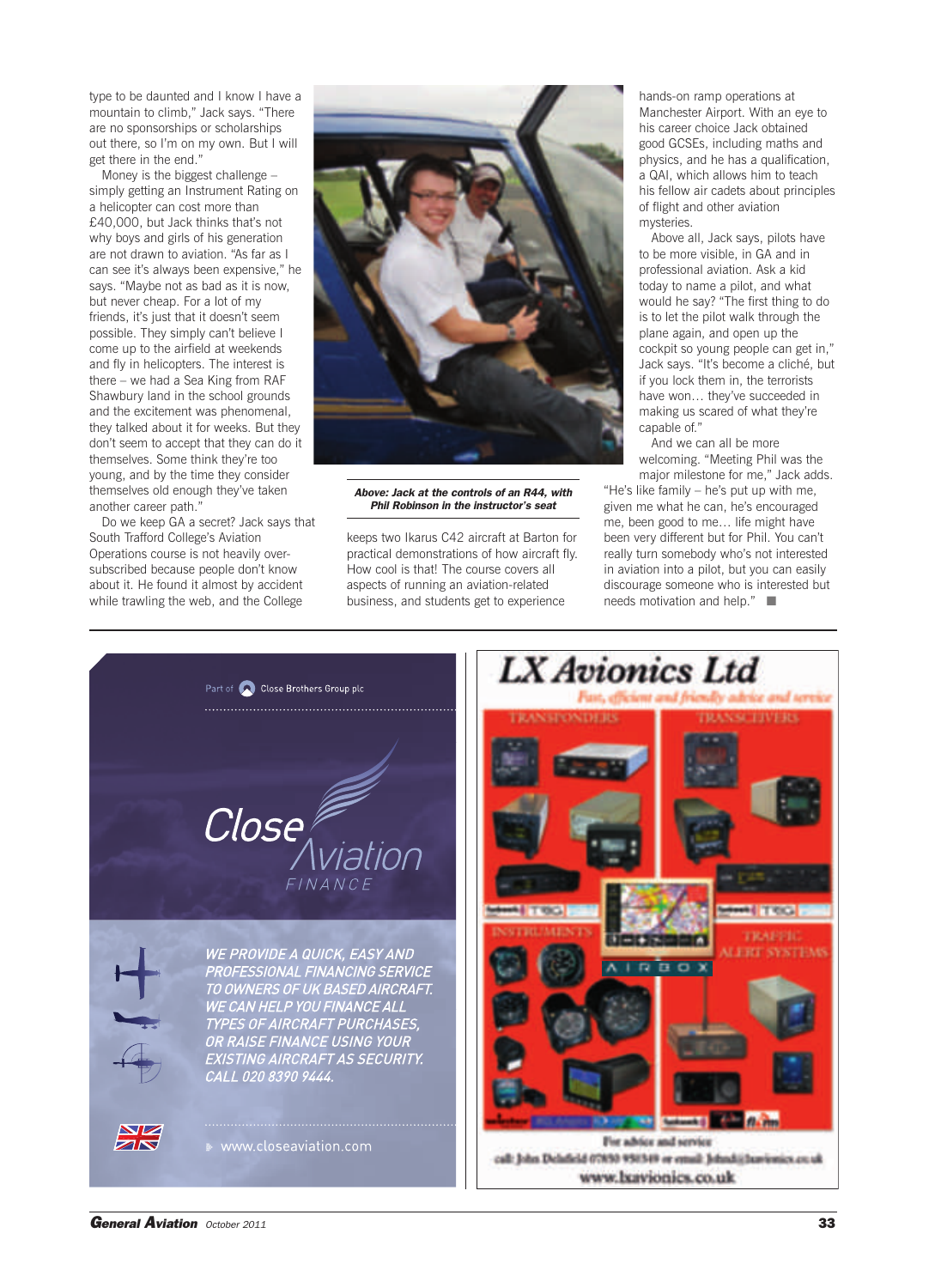type to be daunted and I know I have a mountain to climb," Jack says. "There are no sponsorships or scholarships out there, so I'm on my own. But I will get there in the end."

Money is the biggest challenge – simply getting an Instrument Rating on a helicopter can cost more than £40,000, but Jack thinks that's not why boys and girls of his generation are not drawn to aviation. "As far as I can see it's always been expensive," he says. "Maybe not as bad as it is now, but never cheap. For a lot of my friends, it's just that it doesn't seem possible. They simply can't believe I come up to the airfield at weekends and fly in helicopters. The interest is there – we had a Sea King from RAF Shawbury land in the school grounds and the excitement was phenomenal, they talked about it for weeks. But they don't seem to accept that they can do it themselves. Some think they're too young, and by the time they consider themselves old enough they've taken another career path."

Do we keep GA a secret? Jack says that South Trafford College's Aviation Operations course is not heavily over-subscribed because people don't know about it. He found it almost by accident while trawling the web, and the College keeps two Ikarus C42 aircraft at Barton for practical demonstrations of how aircraft fly. How cool is that! The course covers all aspects of running an aviation-related business, and students get to experience hands-on ramp operations at Manchester Airport. With an eye to his career choice Jack obtained good GCSEs, including maths and physics, and he has a qualification, a QAI, which allows him to teach his fellow air cadets about principles of flight and other aviation mysteries.

***Above: Jack at the controls of an R44, with Phil Robinson in the instructor's seat***

Above all, Jack says, pilots have to be more visible, in GA and in professional aviation. Ask a kid today to name a pilot, and what would he say? "The first thing to do is to let the pilot walk through the plane again, and open up the cockpit so young people can get in," Jack says. "It's become a cliché, but if you lock them in, the terrorists have won… they've succeeded in making us scared of what they're capable of."

And we can all be more welcoming. "Meeting Phil was the major milestone for me," Jack adds. "He's like family – he's put up with me, given me what he can, he's encouraged me, been good to me… life might have been very different but for Phil. You can't really turn somebody who's not interested in aviation into a pilot, but you can easily discourage someone who is interested but needs motivation and help." ■

---

Part of Close Brothers Group plc

Close Aviation FINANCE

WE PROVIDE A QUICK, EASY AND PROFESSIONAL FINANCING SERVICE TO OWNERS OF UK BASED AIRCRAFT. WE CAN HELP YOU FINANCE ALL TYPES OF AIRCRAFT PURCHASES, OR RAISE FINANCE USING YOUR EXISTING AIRCRAFT AS SECURITY. CALL 020 8390 9444.

www.closeaviation.com

---

LX Avionics Ltd

Fast, efficient and friendly advice and service

TRANSPONDERS TRANSCEIVERS INSTRUMENTS TRAFFIC ALERT SYSTEMS

AIRBOX

For advice and service call John Delafield 07850 950349 or email: johnd@lxavionics.co.uk

www.lxavionics.co.uk